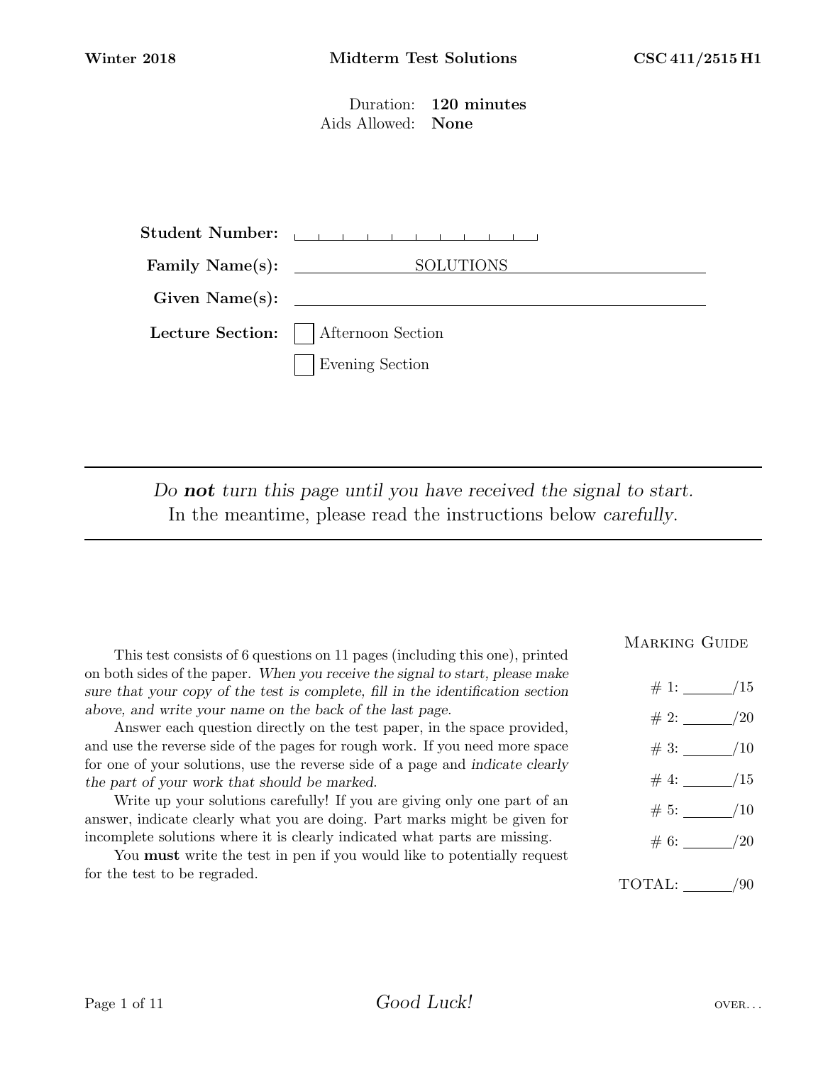Winter 2018 **Midterm Test Solutions** CSC 411/2515 H1

Duration: **120 minutes**
Aids Allowed: **None**

**Student Number:** 

**Family Name(s):** SOLUTIONS

**Given Name(s):** 

**Lecture Section:** ☐ Afternoon Section

☐ Evening Section

---

*Do **not** turn this page until you have received the signal to start.*
In the meantime, please read the instructions below *carefully*.

---

This test consists of 6 questions on 11 pages (including this one), printed on both sides of the paper. *When you receive the signal to start, please make sure that your copy of the test is complete, fill in the identification section above, and write your name on the back of the last page.*

Answer each question directly on the test paper, in the space provided, and use the reverse side of the pages for rough work. If you need more space for one of your solutions, use the reverse side of a page and *indicate clearly the part of your work that should be marked.*

Write up your solutions carefully! If you are giving only one part of an answer, indicate clearly what you are doing. Part marks might be given for incomplete solutions where it is clearly indicated what parts are missing.

You **must** write the test in pen if you would like to potentially request for the test to be regraded.

Marking Guide

| | |
|---|---|
| # 1: | ______/15 |
| # 2: | ______/20 |
| # 3: | ______/10 |
| # 4: | ______/15 |
| # 5: | ______/10 |
| # 6: | ______/20 |
| TOTAL: | ______/90 |

*Good Luck!*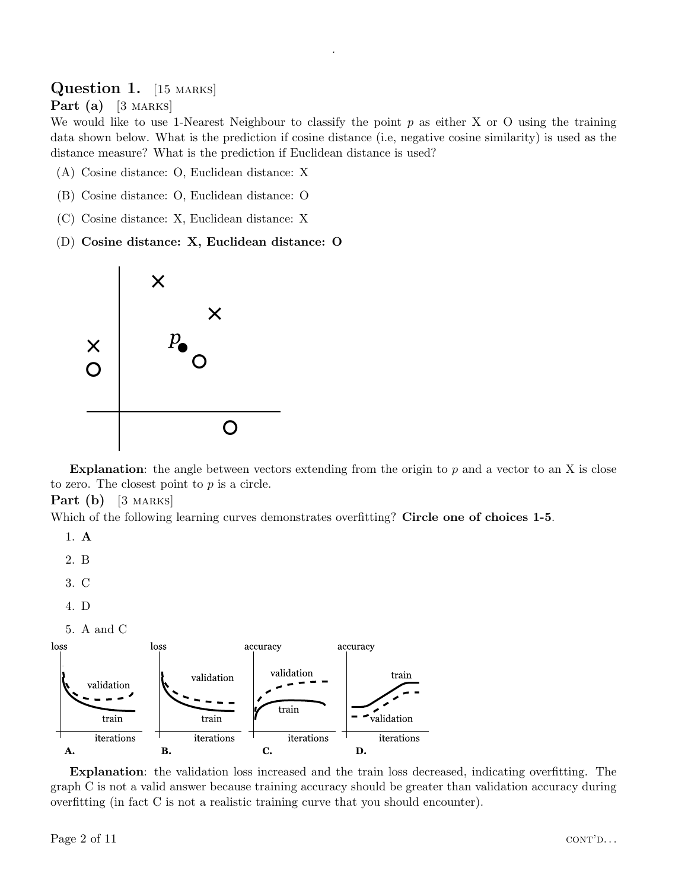## Question 1. [15 MARKS]

### Part (a) [3 MARKS]

We would like to use 1-Nearest Neighbour to classify the point $p$ as either X or O using the training data shown below. What is the prediction if cosine distance (i.e, negative cosine similarity) is used as the distance measure? What is the prediction if Euclidean distance is used?

(A) Cosine distance: O, Euclidean distance: X

(B) Cosine distance: O, Euclidean distance: O

(C) Cosine distance: X, Euclidean distance: X

(D) **Cosine distance: X, Euclidean distance: O**

**Explanation**: the angle between vectors extending from the origin to $p$ and a vector to an X is close to zero. The closest point to $p$ is a circle.

### Part (b) [3 MARKS]

Which of the following learning curves demonstrates overfitting? **Circle one of choices 1-5**.

1. **A**
2. B
3. C
4. D
5. A and C

**Explanation**: the validation loss increased and the train loss decreased, indicating overfitting. The graph C is not a valid answer because training accuracy should be greater than validation accuracy during overfitting (in fact C is not a realistic training curve that you should encounter).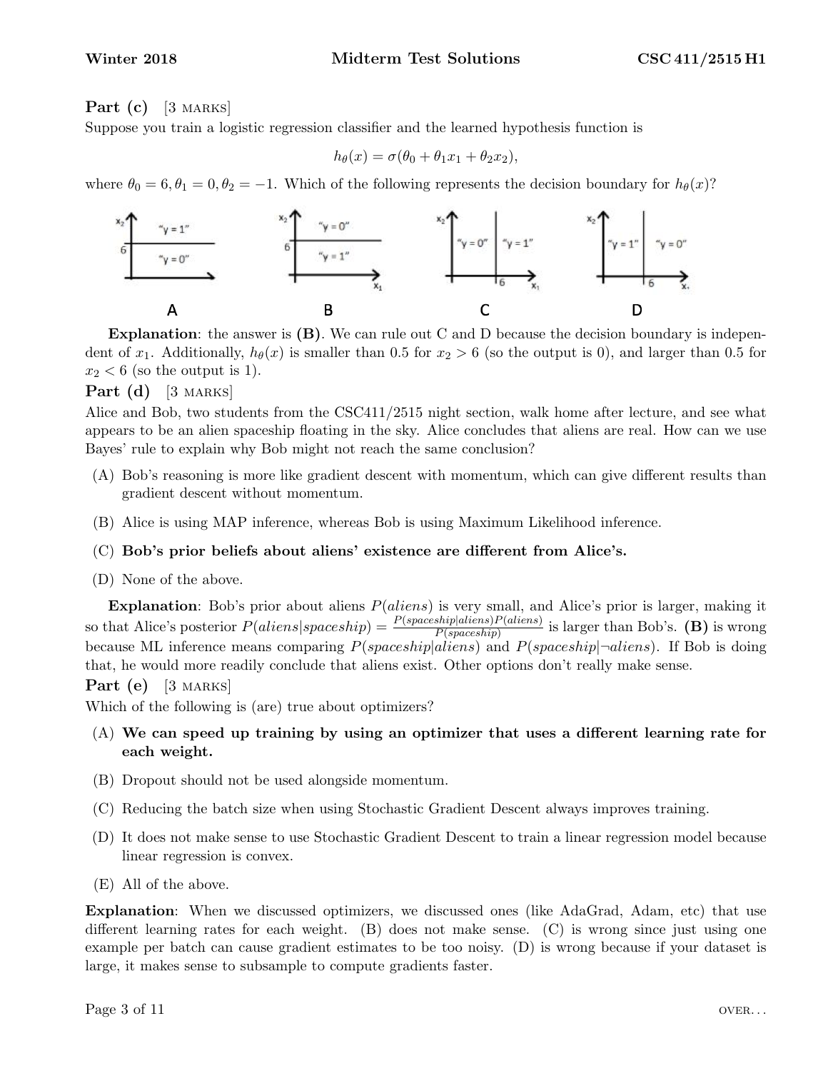**Part (c)** [3 MARKS]

Suppose you train a logistic regression classifier and the learned hypothesis function is

$$h_\theta(x) = \sigma(\theta_0 + \theta_1 x_1 + \theta_2 x_2),$$

where $\theta_0 = 6, \theta_1 = 0, \theta_2 = -1$. Which of the following represents the decision boundary for $h_\theta(x)$?

A B C D

**Explanation**: the answer is **(B)**. We can rule out C and D because the decision boundary is independent of $x_1$. Additionally, $h_\theta(x)$ is smaller than 0.5 for $x_2 > 6$ (so the output is 0), and larger than 0.5 for $x_2 < 6$ (so the output is 1).

**Part (d)** [3 MARKS]

Alice and Bob, two students from the CSC411/2515 night section, walk home after lecture, and see what appears to be an alien spaceship floating in the sky. Alice concludes that aliens are real. How can we use Bayes' rule to explain why Bob might not reach the same conclusion?

(A) Bob's reasoning is more like gradient descent with momentum, which can give different results than gradient descent without momentum.

(B) Alice is using MAP inference, whereas Bob is using Maximum Likelihood inference.

(C) **Bob's prior beliefs about aliens' existence are different from Alice's.**

(D) None of the above.

**Explanation**: Bob's prior about aliens $P(aliens)$ is very small, and Alice's prior is larger, making it so that Alice's posterior $P(aliens|spaceship) = \frac{P(spaceship|aliens)P(aliens)}{P(spaceship)}$ is larger than Bob's. **(B)** is wrong because ML inference means comparing $P(spaceship|aliens)$ and $P(spaceship|\neg aliens)$. If Bob is doing that, he would more readily conclude that aliens exist. Other options don't really make sense.

**Part (e)** [3 MARKS]

Which of the following is (are) true about optimizers?

(A) **We can speed up training by using an optimizer that uses a different learning rate for each weight.**

(B) Dropout should not be used alongside momentum.

(C) Reducing the batch size when using Stochastic Gradient Descent always improves training.

(D) It does not make sense to use Stochastic Gradient Descent to train a linear regression model because linear regression is convex.

(E) All of the above.

**Explanation**: When we discussed optimizers, we discussed ones (like AdaGrad, Adam, etc) that use different learning rates for each weight. (B) does not make sense. (C) is wrong since just using one example per batch can cause gradient estimates to be too noisy. (D) is wrong because if your dataset is large, it makes sense to subsample to compute gradients faster.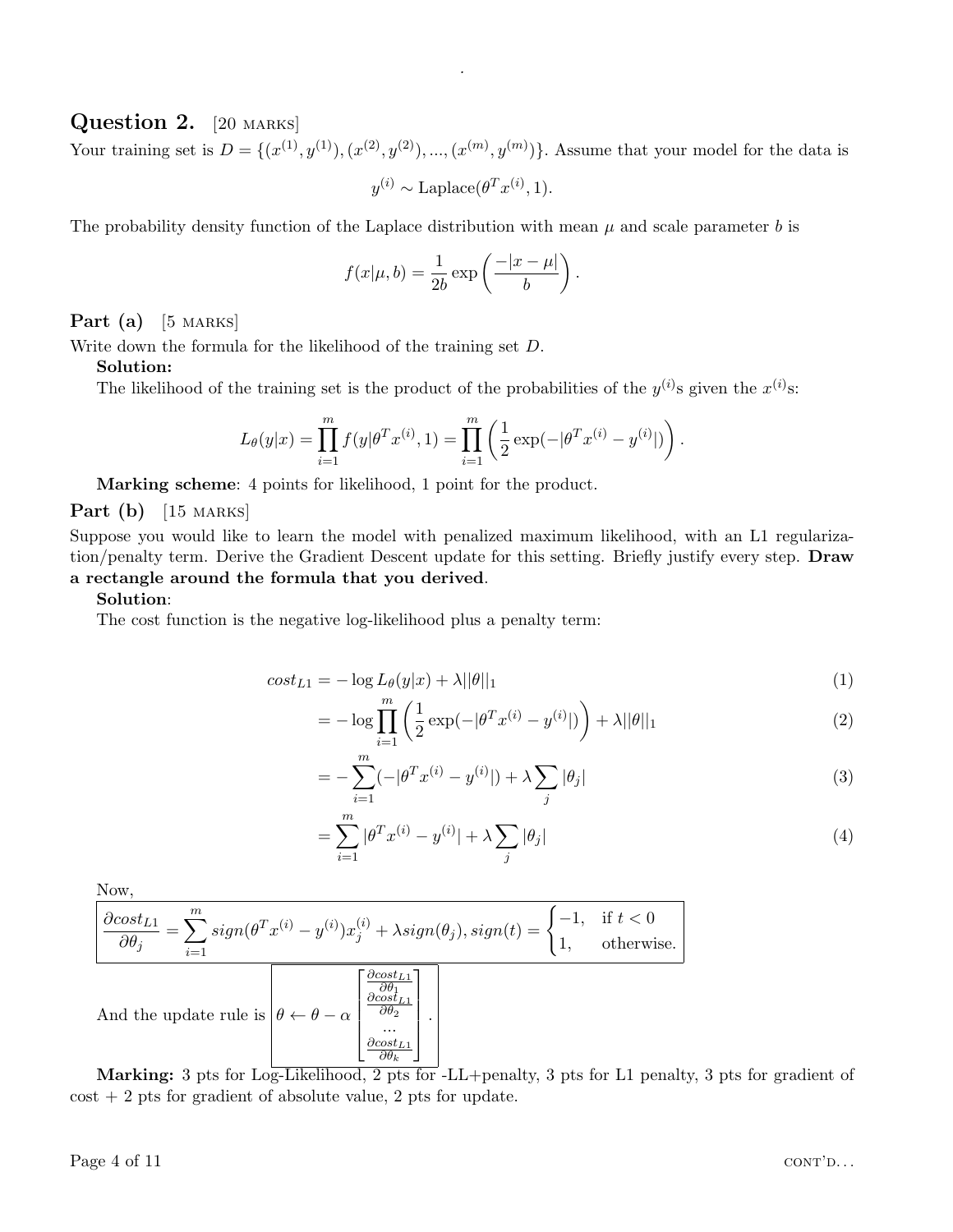## Question 2. [20 MARKS]

Your training set is $D = \{(x^{(1)}, y^{(1)}), (x^{(2)}, y^{(2)}), ..., (x^{(m)}, y^{(m)})\}$. Assume that your model for the data is

$$y^{(i)} \sim \text{Laplace}(\theta^T x^{(i)}, 1).$$

The probability density function of the Laplace distribution with mean $\mu$ and scale parameter $b$ is

$$f(x|\mu, b) = \frac{1}{2b} \exp\left(\frac{-|x - \mu|}{b}\right).$$

### Part (a) [5 MARKS]

Write down the formula for the likelihood of the training set $D$.

**Solution:**

The likelihood of the training set is the product of the probabilities of the $y^{(i)}$s given the $x^{(i)}$s:

$$L_\theta(y|x) = \prod_{i=1}^{m} f(y|\theta^T x^{(i)}, 1) = \prod_{i=1}^{m} \left(\frac{1}{2} \exp(-|\theta^T x^{(i)} - y^{(i)}|)\right).$$

**Marking scheme**: 4 points for likelihood, 1 point for the product.

### Part (b) [15 MARKS]

Suppose you would like to learn the model with penalized maximum likelihood, with an L1 regularization/penalty term. Derive the Gradient Descent update for this setting. Briefly justify every step. **Draw a rectangle around the formula that you derived**.

**Solution**:

The cost function is the negative log-likelihood plus a penalty term:

$$
\begin{aligned}
cost_{L1} &= -\log L_\theta(y|x) + \lambda ||\theta||_1 && (1)\\
&= -\log \prod_{i=1}^{m} \left(\frac{1}{2} \exp(-|\theta^T x^{(i)} - y^{(i)}|)\right) + \lambda ||\theta||_1 && (2)\\
&= -\sum_{i=1}^{m} (-|\theta^T x^{(i)} - y^{(i)}|) + \lambda \sum_j |\theta_j| && (3)\\
&= \sum_{i=1}^{m} |\theta^T x^{(i)} - y^{(i)}| + \lambda \sum_j |\theta_j| && (4)
\end{aligned}
$$

Now,

$$\boxed{\frac{\partial cost_{L1}}{\partial \theta_j} = \sum_{i=1}^{m} sign(\theta^T x^{(i)} - y^{(i)}) x_j^{(i)} + \lambda sign(\theta_j), sign(t) = \begin{cases} -1, & \text{if } t < 0 \\ 1, & \text{otherwise.} \end{cases}}$$

And the update rule is $\boxed{\theta \leftarrow \theta - \alpha \begin{bmatrix} \frac{\partial cost_{L1}}{\partial \theta_1} \\ \frac{\partial cost_{L1}}{\partial \theta_2} \\ ... \\ \frac{\partial cost_{L1}}{\partial \theta_k} \end{bmatrix}}$.

**Marking:** 3 pts for Log-Likelihood, 2 pts for -LL+penalty, 3 pts for L1 penalty, 3 pts for gradient of cost + 2 pts for gradient of absolute value, 2 pts for update.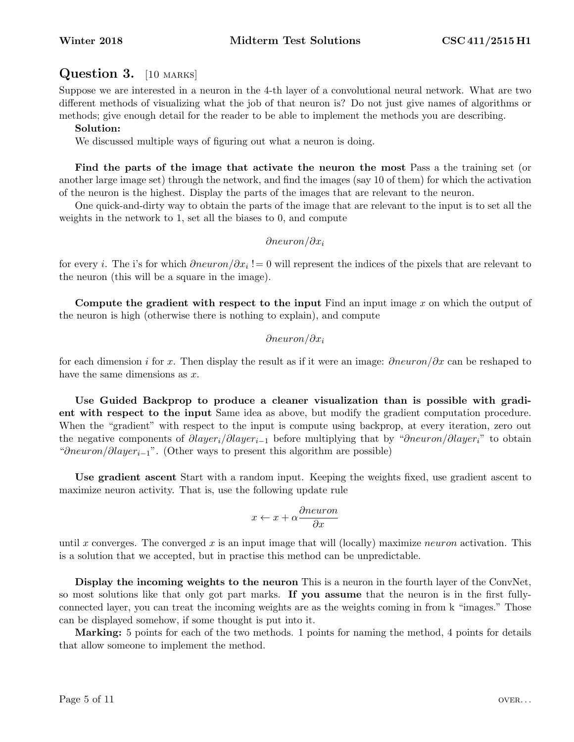## Question 3. [10 marks]

Suppose we are interested in a neuron in the 4-th layer of a convolutional neural network. What are two different methods of visualizing what the job of that neuron is? Do not just give names of algorithms or methods; give enough detail for the reader to be able to implement the methods you are describing.

**Solution:**

We discussed multiple ways of figuring out what a neuron is doing.

**Find the parts of the image that activate the neuron the most** Pass a the training set (or another large image set) through the network, and find the images (say 10 of them) for which the activation of the neuron is the highest. Display the parts of the images that are relevant to the neuron.

One quick-and-dirty way to obtain the parts of the image that are relevant to the input is to set all the weights in the network to 1, set all the biases to 0, and compute

$$\partial neuron/\partial x_i$$

for every $i$. The i's for which $\partial neuron/\partial x_i \mathrel{!=} 0$ will represent the indices of the pixels that are relevant to the neuron (this will be a square in the image).

**Compute the gradient with respect to the input** Find an input image $x$ on which the output of the neuron is high (otherwise there is nothing to explain), and compute

$$\partial neuron/\partial x_i$$

for each dimension $i$ for $x$. Then display the result as if it were an image: $\partial neuron/\partial x$ can be reshaped to have the same dimensions as $x$.

**Use Guided Backprop to produce a cleaner visualization than is possible with gradient with respect to the input** Same idea as above, but modify the gradient computation procedure. When the "gradient" with respect to the input is compute using backprop, at every iteration, zero out the negative components of $\partial layer_i/\partial layer_{i-1}$ before multiplying that by "$\partial neuron/\partial layer_i$" to obtain "$\partial neuron/\partial layer_{i-1}$". (Other ways to present this algorithm are possible)

**Use gradient ascent** Start with a random input. Keeping the weights fixed, use gradient ascent to maximize neuron activity. That is, use the following update rule

$$x \leftarrow x + \alpha \frac{\partial neuron}{\partial x}$$

until $x$ converges. The converged $x$ is an input image that will (locally) maximize *neuron* activation. This is a solution that we accepted, but in practise this method can be unpredictable.

**Display the incoming weights to the neuron** This is a neuron in the fourth layer of the ConvNet, so most solutions like that only got part marks. **If you assume** that the neuron is in the first fully-connected layer, you can treat the incoming weights are as the weights coming in from k "images." Those can be displayed somehow, if some thought is put into it.

**Marking:** 5 points for each of the two methods. 1 points for naming the method, 4 points for details that allow someone to implement the method.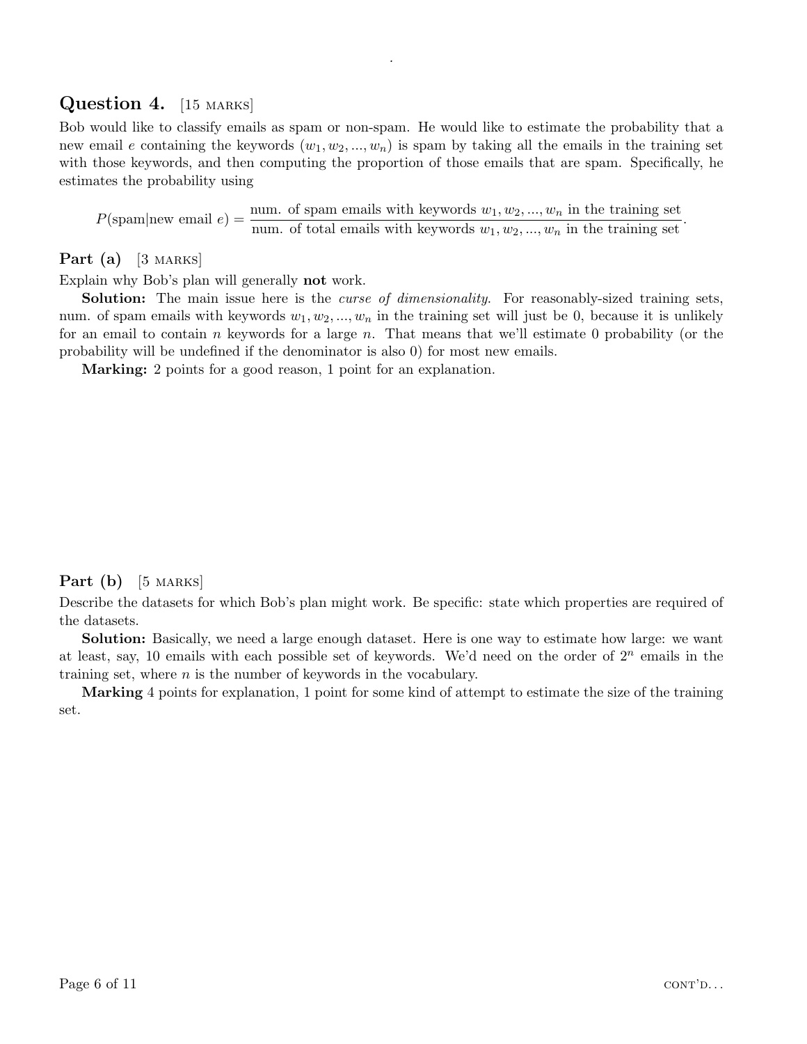## Question 4. [15 marks]

Bob would like to classify emails as spam or non-spam. He would like to estimate the probability that a new email $e$ containing the keywords $(w_1, w_2, ..., w_n)$ is spam by taking all the emails in the training set with those keywords, and then computing the proportion of those emails that are spam. Specifically, he estimates the probability using

$$P(\text{spam}|\text{new email } e) = \frac{\text{num. of spam emails with keywords } w_1, w_2, ..., w_n \text{ in the training set}}{\text{num. of total emails with keywords } w_1, w_2, ..., w_n \text{ in the training set}}.$$

### Part (a) [3 marks]

Explain why Bob's plan will generally **not** work.

**Solution:** The main issue here is the *curse of dimensionality*. For reasonably-sized training sets, num. of spam emails with keywords $w_1, w_2, ..., w_n$ in the training set will just be 0, because it is unlikely for an email to contain $n$ keywords for a large $n$. That means that we'll estimate 0 probability (or the probability will be undefined if the denominator is also 0) for most new emails.

**Marking:** 2 points for a good reason, 1 point for an explanation.

### Part (b) [5 marks]

Describe the datasets for which Bob's plan might work. Be specific: state which properties are required of the datasets.

**Solution:** Basically, we need a large enough dataset. Here is one way to estimate how large: we want at least, say, 10 emails with each possible set of keywords. We'd need on the order of $2^n$ emails in the training set, where $n$ is the number of keywords in the vocabulary.

**Marking** 4 points for explanation, 1 point for some kind of attempt to estimate the size of the training set.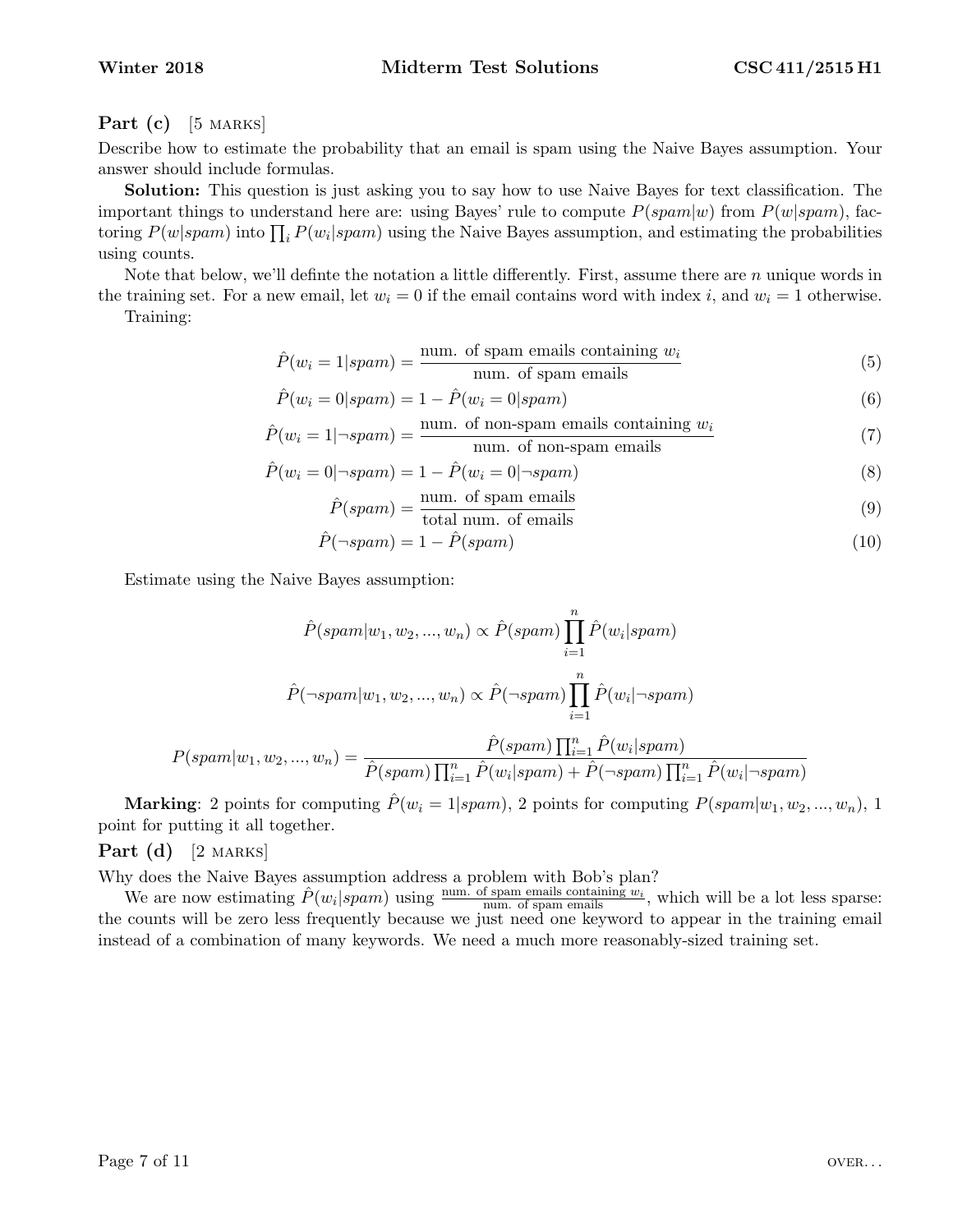### Part (c) [5 MARKS]

Describe how to estimate the probability that an email is spam using the Naive Bayes assumption. Your answer should include formulas.

**Solution:** This question is just asking you to say how to use Naive Bayes for text classification. The important things to understand here are: using Bayes' rule to compute $P(spam|w)$ from $P(w|spam)$, factoring $P(w|spam)$ into $\prod_i P(w_i|spam)$ using the Naive Bayes assumption, and estimating the probabilities using counts.

Note that below, we'll definte the notation a little differently. First, assume there are $n$ unique words in the training set. For a new email, let $w_i = 0$ if the email contains word with index $i$, and $w_i = 1$ otherwise.

Training:

$$\hat{P}(w_i = 1|spam) = \frac{\text{num. of spam emails containing } w_i}{\text{num. of spam emails}} \tag{5}$$

$$\hat{P}(w_i = 0|spam) = 1 - \hat{P}(w_i = 0|spam) \tag{6}$$

$$\hat{P}(w_i = 1|\neg spam) = \frac{\text{num. of non-spam emails containing } w_i}{\text{num. of non-spam emails}} \tag{7}$$

$$\hat{P}(w_i = 0|\neg spam) = 1 - \hat{P}(w_i = 0|\neg spam) \tag{8}$$

$$\hat{P}(spam) = \frac{\text{num. of spam emails}}{\text{total num. of emails}} \tag{9}$$

$$\hat{P}(\neg spam) = 1 - \hat{P}(spam) \tag{10}$$

Estimate using the Naive Bayes assumption:

$$\hat{P}(spam|w_1, w_2, ..., w_n) \propto \hat{P}(spam) \prod_{i=1}^{n} \hat{P}(w_i|spam)$$

$$\hat{P}(\neg spam|w_1, w_2, ..., w_n) \propto \hat{P}(\neg spam) \prod_{i=1}^{n} \hat{P}(w_i|\neg spam)$$

$$P(spam|w_1, w_2, ..., w_n) = \frac{\hat{P}(spam) \prod_{i=1}^{n} \hat{P}(w_i|spam)}{\hat{P}(spam) \prod_{i=1}^{n} \hat{P}(w_i|spam) + \hat{P}(\neg spam) \prod_{i=1}^{n} \hat{P}(w_i|\neg spam)}$$

**Marking**: 2 points for computing $\hat{P}(w_i = 1|spam)$, 2 points for computing $P(spam|w_1, w_2, ..., w_n)$, 1 point for putting it all together.

### Part (d) [2 MARKS]

Why does the Naive Bayes assumption address a problem with Bob's plan?

We are now estimating $\hat{P}(w_i|spam)$ using $\frac{\text{num. of spam emails containing } w_i}{\text{num. of spam emails}}$, which will be a lot less sparse: the counts will be zero less frequently because we just need one keyword to appear in the training email instead of a combination of many keywords. We need a much more reasonably-sized training set.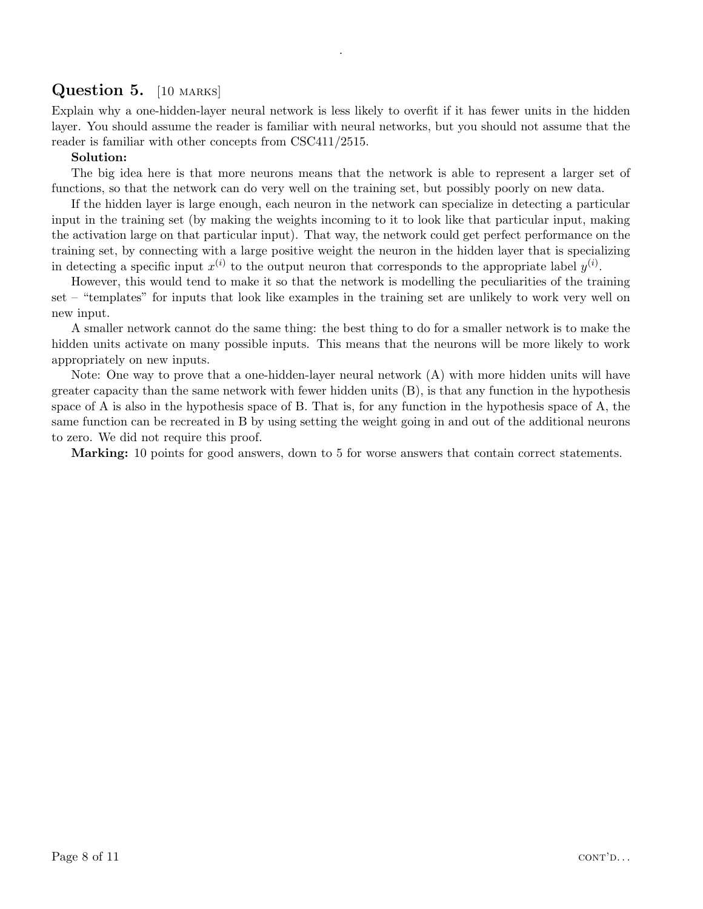## Question 5. [10 MARKS]

Explain why a one-hidden-layer neural network is less likely to overfit if it has fewer units in the hidden layer. You should assume the reader is familiar with neural networks, but you should not assume that the reader is familiar with other concepts from CSC411/2515.

**Solution:**

The big idea here is that more neurons means that the network is able to represent a larger set of functions, so that the network can do very well on the training set, but possibly poorly on new data.

If the hidden layer is large enough, each neuron in the network can specialize in detecting a particular input in the training set (by making the weights incoming to it to look like that particular input, making the activation large on that particular input). That way, the network could get perfect performance on the training set, by connecting with a large positive weight the neuron in the hidden layer that is specializing in detecting a specific input $x^{(i)}$ to the output neuron that corresponds to the appropriate label $y^{(i)}$.

However, this would tend to make it so that the network is modelling the peculiarities of the training set – "templates" for inputs that look like examples in the training set are unlikely to work very well on new input.

A smaller network cannot do the same thing: the best thing to do for a smaller network is to make the hidden units activate on many possible inputs. This means that the neurons will be more likely to work appropriately on new inputs.

Note: One way to prove that a one-hidden-layer neural network (A) with more hidden units will have greater capacity than the same network with fewer hidden units (B), is that any function in the hypothesis space of A is also in the hypothesis space of B. That is, for any function in the hypothesis space of A, the same function can be recreated in B by using setting the weight going in and out of the additional neurons to zero. We did not require this proof.

**Marking:** 10 points for good answers, down to 5 for worse answers that contain correct statements.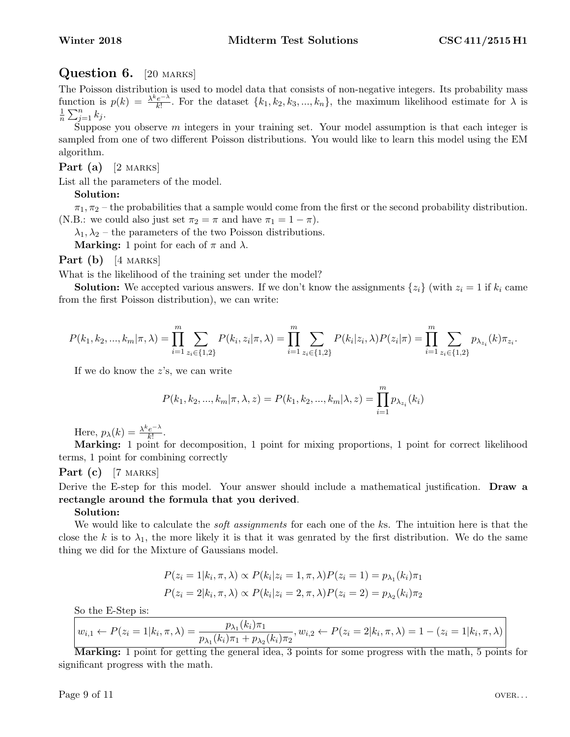## Question 6. [20 MARKS]

The Poisson distribution is used to model data that consists of non-negative integers. Its probability mass function is $p(k) = \frac{\lambda^k e^{-\lambda}}{k!}$. For the dataset $\{k_1, k_2, k_3, ..., k_n\}$, the maximum likelihood estimate for $\lambda$ is $\frac{1}{n}\sum_{j=1}^{n} k_j$.

Suppose you observe $m$ integers in your training set. Your model assumption is that each integer is sampled from one of two different Poisson distributions. You would like to learn this model using the EM algorithm.

### Part (a) [2 MARKS]

List all the parameters of the model.

**Solution:**

$\pi_1, \pi_2$ – the probabilities that a sample would come from the first or the second probability distribution. (N.B.: we could also just set $\pi_2 = \pi$ and have $\pi_1 = 1 - \pi$).

$\lambda_1, \lambda_2$ – the parameters of the two Poisson distributions.

**Marking:** 1 point for each of $\pi$ and $\lambda$.

### Part (b) [4 MARKS]

What is the likelihood of the training set under the model?

**Solution:** We accepted various answers. If we don't know the assignments $\{z_i\}$ (with $z_i = 1$ if $k_i$ came from the first Poisson distribution), we can write:

$$P(k_1, k_2, ..., k_m|\pi, \lambda) = \prod_{i=1}^{m} \sum_{z_i \in \{1,2\}} P(k_i, z_i|\pi, \lambda) = \prod_{i=1}^{m} \sum_{z_i \in \{1,2\}} P(k_i|z_i, \lambda)P(z_i|\pi) = \prod_{i=1}^{m} \sum_{z_i \in \{1,2\}} p_{\lambda_{z_i}}(k)\pi_{z_i}.$$

If we do know the $z$'s, we can write

$$P(k_1, k_2, ..., k_m|\pi, \lambda, z) = P(k_1, k_2, ..., k_m|\lambda, z) = \prod_{i=1}^{m} p_{\lambda_{z_i}}(k_i)$$

Here, $p_\lambda(k) = \frac{\lambda^k e^{-\lambda}}{k!}$.

**Marking:** 1 point for decomposition, 1 point for mixing proportions, 1 point for correct likelihood terms, 1 point for combining correctly

### Part (c) [7 MARKS]

Derive the E-step for this model. Your answer should include a mathematical justification. **Draw a rectangle around the formula that you derived**.

**Solution:**

We would like to calculate the *soft assignments* for each one of the $k$s. The intuition here is that the close the $k$ is to $\lambda_1$, the more likely it is that it was genrated by the first distribution. We do the same thing we did for the Mixture of Gaussians model.

$$P(z_i = 1|k_i, \pi, \lambda) \propto P(k_i|z_i = 1, \pi, \lambda)P(z_i = 1) = p_{\lambda_1}(k_i)\pi_1$$

$$P(z_i = 2|k_i, \pi, \lambda) \propto P(k_i|z_i = 2, \pi, \lambda)P(z_i = 2) = p_{\lambda_2}(k_i)\pi_2$$

So the E-Step is:

$$\boxed{w_{i,1} \leftarrow P(z_i = 1|k_i, \pi, \lambda) = \frac{p_{\lambda_1}(k_i)\pi_1}{p_{\lambda_1}(k_i)\pi_1 + p_{\lambda_2}(k_i)\pi_2}, w_{i,2} \leftarrow P(z_i = 2|k_i, \pi, \lambda) = 1 - (z_i = 1|k_i, \pi, \lambda)}$$

**Marking:** 1 point for getting the general idea, 3 points for some progress with the math, 5 points for significant progress with the math.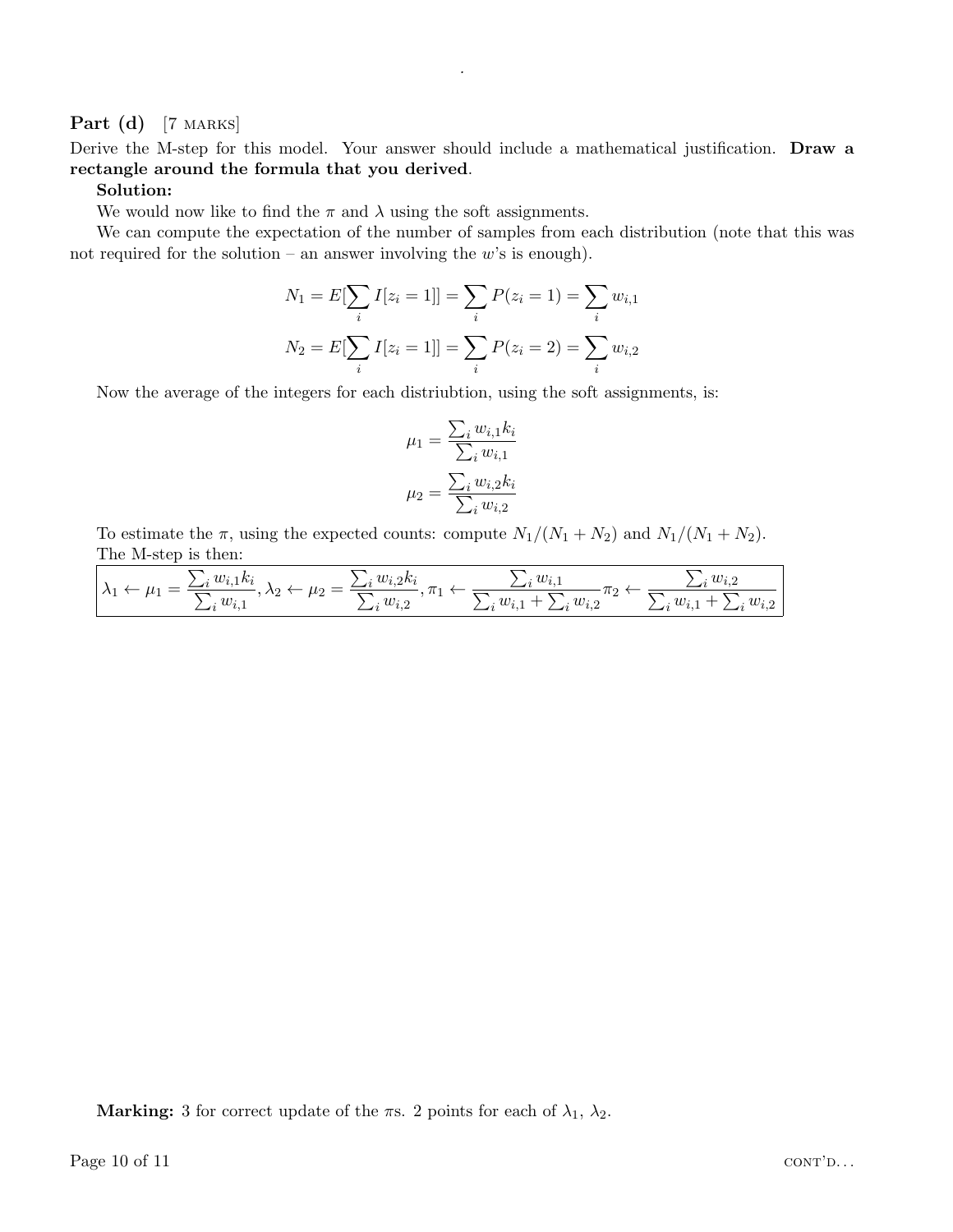**Part (d)** [7 MARKS]

Derive the M-step for this model. Your answer should include a mathematical justification. **Draw a rectangle around the formula that you derived**.

**Solution:**

We would now like to find the $\pi$ and $\lambda$ using the soft assignments.

We can compute the expectation of the number of samples from each distribution (note that this was not required for the solution – an answer involving the $w$'s is enough).

$$N_1 = E[\sum_i I[z_i = 1]] = \sum_i P(z_i = 1) = \sum_i w_{i,1}$$

$$N_2 = E[\sum_i I[z_i = 1]] = \sum_i P(z_i = 2) = \sum_i w_{i,2}$$

Now the average of the integers for each distriubtion, using the soft assignments, is:

$$\mu_1 = \frac{\sum_i w_{i,1} k_i}{\sum_i w_{i,1}}$$

$$\mu_2 = \frac{\sum_i w_{i,2} k_i}{\sum_i w_{i,2}}$$

To estimate the $\pi$, using the expected counts: compute $N_1/(N_1 + N_2)$ and $N_1/(N_1 + N_2)$.

The M-step is then:

$$\boxed{\lambda_1 \leftarrow \mu_1 = \frac{\sum_i w_{i,1} k_i}{\sum_i w_{i,1}}, \lambda_2 \leftarrow \mu_2 = \frac{\sum_i w_{i,2} k_i}{\sum_i w_{i,2}}, \pi_1 \leftarrow \frac{\sum_i w_{i,1}}{\sum_i w_{i,1} + \sum_i w_{i,2}} \pi_2 \leftarrow \frac{\sum_i w_{i,2}}{\sum_i w_{i,1} + \sum_i w_{i,2}}}$$

**Marking:** 3 for correct update of the $\pi$s. 2 points for each of $\lambda_1$, $\lambda_2$.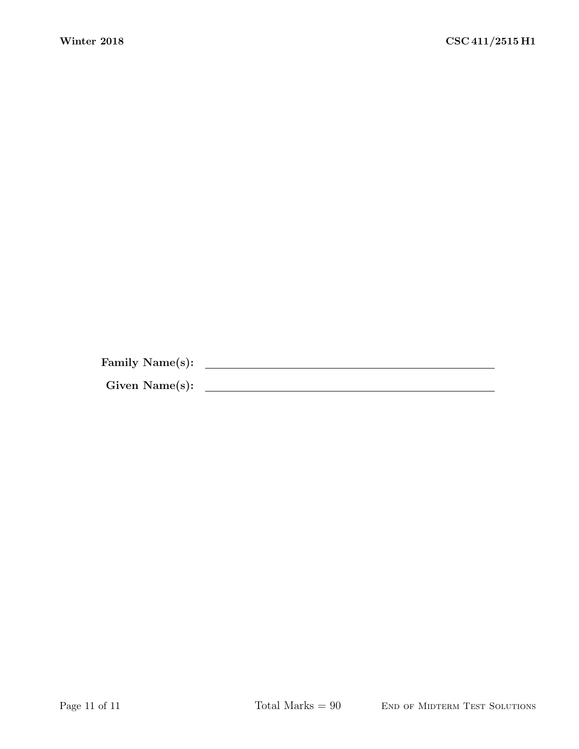**Family Name(s):** ____________________________________________

**Given Name(s):** ____________________________________________

Total Marks = 90

End of Midterm Test Solutions